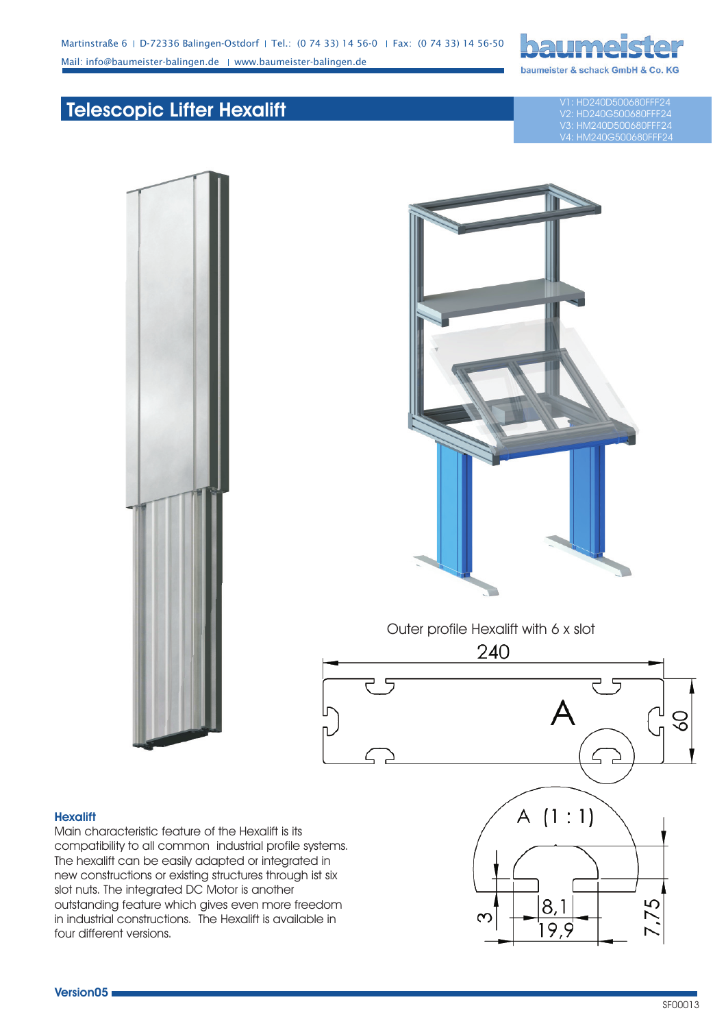Martinstraße 6 | D-72336 Balingen-Ostdorf | Tel.: (0 74 33) 14 56-0 | Fax: (0 74 33) 14 56-50
Mail: info@baumeister-balingen.de | www.baumeister-balingen.de

baumeister & schack GmbH & Co. KG

# Telescopic Lifter Hexalift

V1: HD240D500680FFF24
V2: HD240G500680FFF24
V3: HM240D500680FFF24
V4: HM240G500680FFF24

Outer profile Hexalift with 6 x slot

240

A

60

A (1 : 1)

3 8,1 19,9 7,75

**Hexalift**

Main characteristic feature of the Hexalift is its compatibility to all common industrial profile systems. The hexalift can be easily adapted or integrated in new constructions or existing structures through ist six slot nuts. The integrated DC Motor is another outstanding feature which gives even more freedom in industrial constructions. The Hexalift is available in four different versions.

**Version05**

SF00013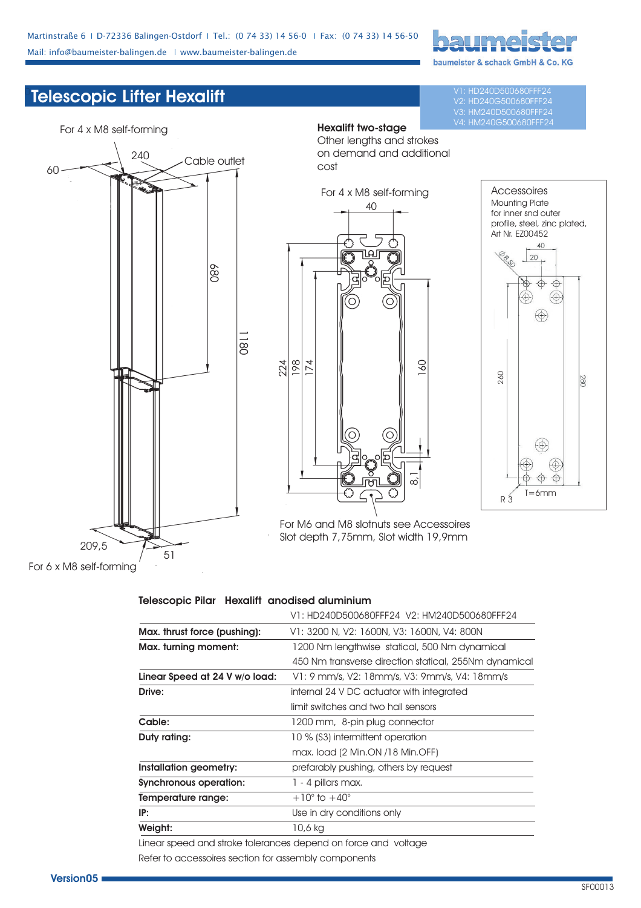Martinstraße 6 | D-72336 Balingen-Ostdorf | Tel.: (0 74 33) 14 56-0 | Fax: (0 74 33) 14 56-50
Mail: info@baumeister-balingen.de | www.baumeister-balingen.de

baumeister & schack GmbH & Co. KG

# Telescopic Lifter Hexalift

V1: HD240D500680FFF24
V2: HD240G500680FFF24
V3: HM240D500680FFF24
V4: HM240G500680FFF24

For 4 x M8 self-forming

240

60

Cable outlet

680

1180

209,5

51

For 6 x M8 self-forming

**Hexalift two-stage**
Other lengths and strokes on demand and additional cost

For 4 x M8 self-forming

40

224

198

174

160

8,1

For M6 and M8 slotnuts see Accessoires
Slot depth 7,75mm, Slot width 19,9mm

Accessories
Mounting Plate
for inner snd outer profile, steel, zinc plated, Art Nr. EZ00452

40

20

Ø 8,50

260

280

R 3

T=6mm

## Telescopic Pilar Hexalift anodised aluminium

| | V1: HD240D500680FFF24 V2: HM240D500680FFF24 |
|---|---|
| **Max. thrust force (pushing):** | V1: 3200 N, V2: 1600N, V3: 1600N, V4: 800N |
| **Max. turning moment:** | 1200 Nm lengthwise statical, 500 Nm dynamical |
| | 450 Nm transverse direction statical, 255Nm dynamical |
| **Linear Speed at 24 V w/o load:** | V1: 9 mm/s, V2: 18mm/s, V3: 9mm/s, V4: 18mm/s |
| **Drive:** | internal 24 V DC actuator with integrated |
| | limit switches and two hall sensors |
| **Cable:** | 1200 mm, 8-pin plug connector |
| **Duty rating:** | 10 % (S3) intermittent operation |
| | max. load (2 Min.ON /18 Min.OFF) |
| **Installation geometry:** | prefarably pushing, others by request |
| **Synchronous operation:** | 1 - 4 pillars max. |
| **Temperature range:** | +10° to +40° |
| **IP:** | Use in dry conditions only |
| **Weight:** | 10,6 kg |

Linear speed and stroke tolerances depend on force and voltage
Refer to accessoires section for assembly components

Version05

SF00013